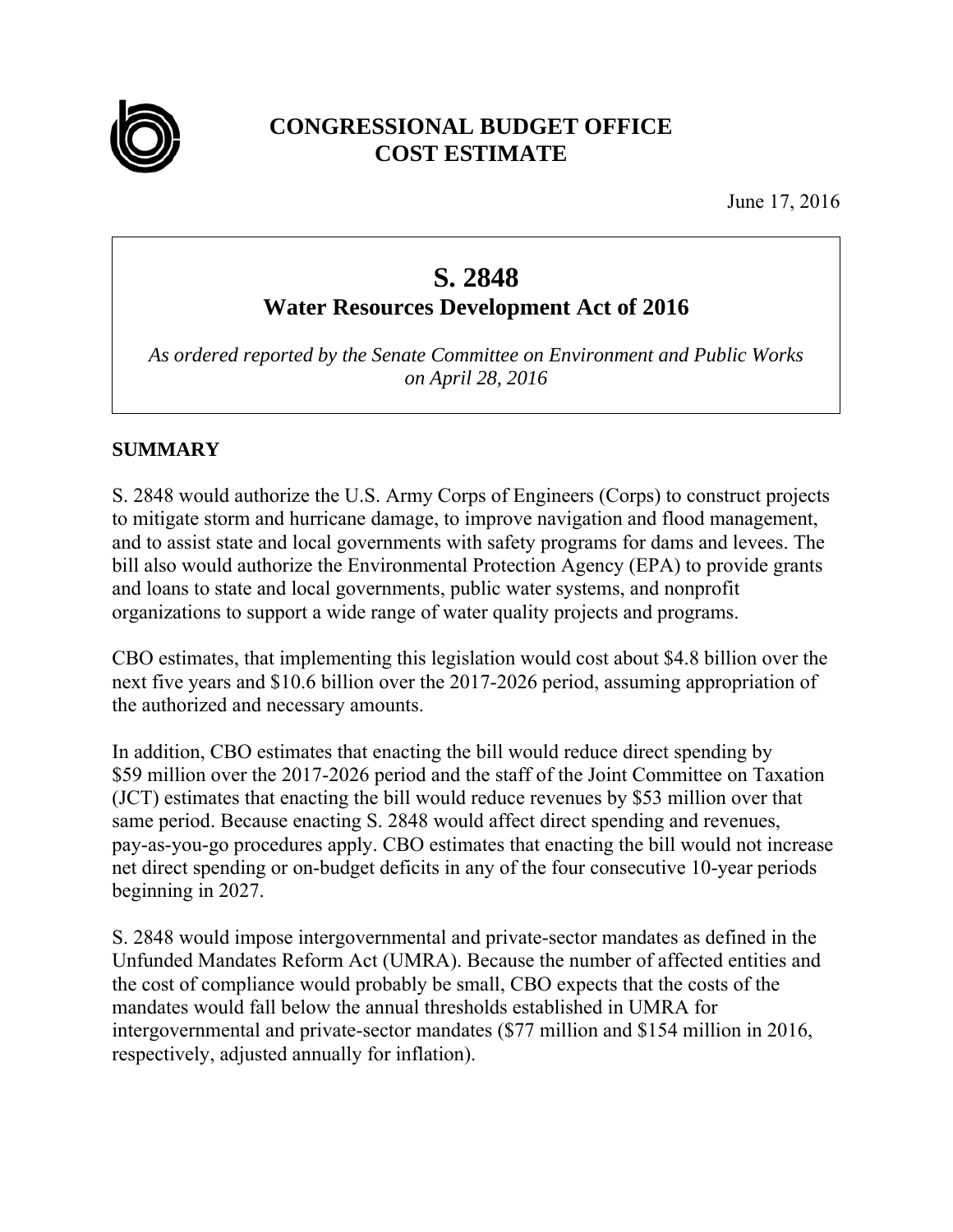# CONGRESSIONAL BUDGET OFFICE
# COST ESTIMATE

June 17, 2016

## S. 2848
### Water Resources Development Act of 2016

*As ordered reported by the Senate Committee on Environment and Public Works on April 28, 2016*

## SUMMARY

S. 2848 would authorize the U.S. Army Corps of Engineers (Corps) to construct projects to mitigate storm and hurricane damage, to improve navigation and flood management, and to assist state and local governments with safety programs for dams and levees. The bill also would authorize the Environmental Protection Agency (EPA) to provide grants and loans to state and local governments, public water systems, and nonprofit organizations to support a wide range of water quality projects and programs.

CBO estimates, that implementing this legislation would cost about $4.8 billion over the next five years and $10.6 billion over the 2017-2026 period, assuming appropriation of the authorized and necessary amounts.

In addition, CBO estimates that enacting the bill would reduce direct spending by $59 million over the 2017-2026 period and the staff of the Joint Committee on Taxation (JCT) estimates that enacting the bill would reduce revenues by $53 million over that same period. Because enacting S. 2848 would affect direct spending and revenues, pay-as-you-go procedures apply. CBO estimates that enacting the bill would not increase net direct spending or on-budget deficits in any of the four consecutive 10-year periods beginning in 2027.

S. 2848 would impose intergovernmental and private-sector mandates as defined in the Unfunded Mandates Reform Act (UMRA). Because the number of affected entities and the cost of compliance would probably be small, CBO expects that the costs of the mandates would fall below the annual thresholds established in UMRA for intergovernmental and private-sector mandates ($77 million and $154 million in 2016, respectively, adjusted annually for inflation).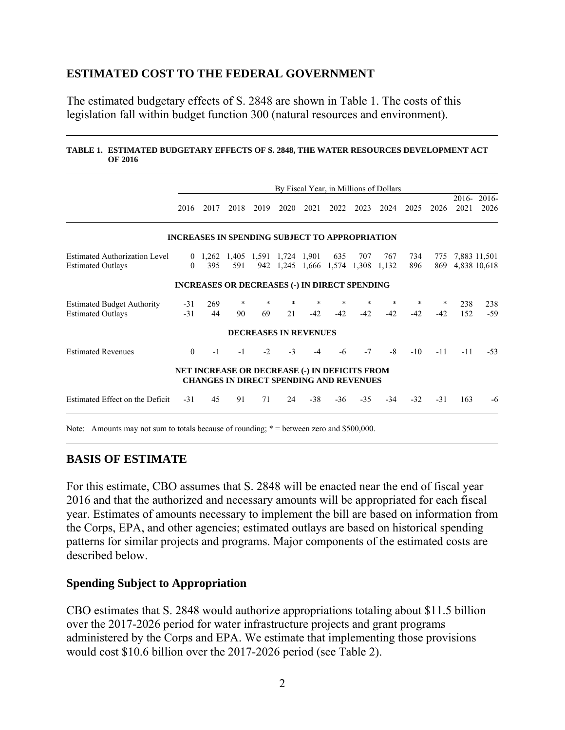## ESTIMATED COST TO THE FEDERAL GOVERNMENT

The estimated budgetary effects of S. 2848 are shown in Table 1. The costs of this legislation fall within budget function 300 (natural resources and environment).

**TABLE 1. ESTIMATED BUDGETARY EFFECTS OF S. 2848, THE WATER RESOURCES DEVELOPMENT ACT OF 2016**

| | By Fiscal Year, in Millions of Dollars | | | | | | | | | | | | |
|---|---|---|---|---|---|---|---|---|---|---|---|---|---|
| | 2016 | 2017 | 2018 | 2019 | 2020 | 2021 | 2022 | 2023 | 2024 | 2025 | 2026 | 2016-2021 | 2016-2026 |
| **INCREASES IN SPENDING SUBJECT TO APPROPRIATION** | | | | | | | | | | | | | |
| Estimated Authorization Level | 0 | 1,262 | 1,405 | 1,591 | 1,724 | 1,901 | 635 | 707 | 767 | 734 | 775 | 7,883 | 11,501 |
| Estimated Outlays | 0 | 395 | 591 | 942 | 1,245 | 1,666 | 1,574 | 1,308 | 1,132 | 896 | 869 | 4,838 | 10,618 |
| **INCREASES OR DECREASES (-) IN DIRECT SPENDING** | | | | | | | | | | | | | |
| Estimated Budget Authority | -31 | 269 | * | * | * | * | * | * | * | * | * | 238 | 238 |
| Estimated Outlays | -31 | 44 | 90 | 69 | 21 | -42 | -42 | -42 | -42 | -42 | -42 | 152 | -59 |
| **DECREASES IN REVENUES** | | | | | | | | | | | | | |
| Estimated Revenues | 0 | -1 | -1 | -2 | -3 | -4 | -6 | -7 | -8 | -10 | -11 | -11 | -53 |
| **NET INCREASE OR DECREASE (-) IN DEFICITS FROM CHANGES IN DIRECT SPENDING AND REVENUES** | | | | | | | | | | | | | |
| Estimated Effect on the Deficit | -31 | 45 | 91 | 71 | 24 | -38 | -36 | -35 | -34 | -32 | -31 | 163 | -6 |

Note: Amounts may not sum to totals because of rounding; * = between zero and $500,000.

## BASIS OF ESTIMATE

For this estimate, CBO assumes that S. 2848 will be enacted near the end of fiscal year 2016 and that the authorized and necessary amounts will be appropriated for each fiscal year. Estimates of amounts necessary to implement the bill are based on information from the Corps, EPA, and other agencies; estimated outlays are based on historical spending patterns for similar projects and programs. Major components of the estimated costs are described below.

### Spending Subject to Appropriation

CBO estimates that S. 2848 would authorize appropriations totaling about $11.5 billion over the 2017-2026 period for water infrastructure projects and grant programs administered by the Corps and EPA. We estimate that implementing those provisions would cost $10.6 billion over the 2017-2026 period (see Table 2).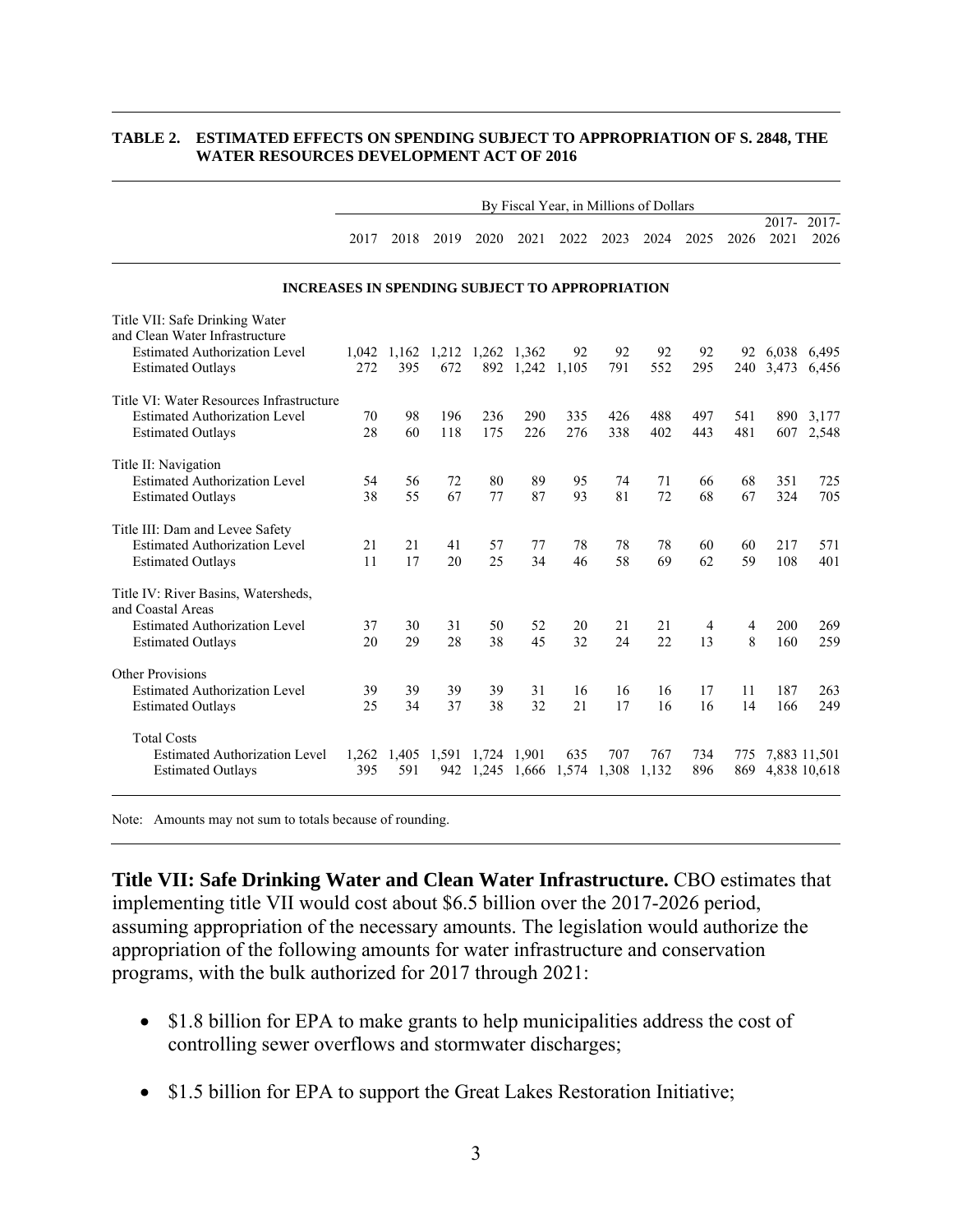**TABLE 2. ESTIMATED EFFECTS ON SPENDING SUBJECT TO APPROPRIATION OF S. 2848, THE WATER RESOURCES DEVELOPMENT ACT OF 2016**

| | By Fiscal Year, in Millions of Dollars | | | | | | | | | | | |
|---|---|---|---|---|---|---|---|---|---|---|---|---|
| | 2017 | 2018 | 2019 | 2020 | 2021 | 2022 | 2023 | 2024 | 2025 | 2026 | 2017-2021 | 2017-2026 |
| **INCREASES IN SPENDING SUBJECT TO APPROPRIATION** | | | | | | | | | | | | |
| Title VII: Safe Drinking Water and Clean Water Infrastructure | | | | | | | | | | | | |
| Estimated Authorization Level | 1,042 | 1,162 | 1,212 | 1,262 | 1,362 | 92 | 92 | 92 | 92 | 92 | 6,038 | 6,495 |
| Estimated Outlays | 272 | 395 | 672 | 892 | 1,242 | 1,105 | 791 | 552 | 295 | 240 | 3,473 | 6,456 |
| Title VI: Water Resources Infrastructure | | | | | | | | | | | | |
| Estimated Authorization Level | 70 | 98 | 196 | 236 | 290 | 335 | 426 | 488 | 497 | 541 | 890 | 3,177 |
| Estimated Outlays | 28 | 60 | 118 | 175 | 226 | 276 | 338 | 402 | 443 | 481 | 607 | 2,548 |
| Title II: Navigation | | | | | | | | | | | | |
| Estimated Authorization Level | 54 | 56 | 72 | 80 | 89 | 95 | 74 | 71 | 66 | 68 | 351 | 725 |
| Estimated Outlays | 38 | 55 | 67 | 77 | 87 | 93 | 81 | 72 | 68 | 67 | 324 | 705 |
| Title III: Dam and Levee Safety | | | | | | | | | | | | |
| Estimated Authorization Level | 21 | 21 | 41 | 57 | 77 | 78 | 78 | 78 | 60 | 60 | 217 | 571 |
| Estimated Outlays | 11 | 17 | 20 | 25 | 34 | 46 | 58 | 69 | 62 | 59 | 108 | 401 |
| Title IV: River Basins, Watersheds, and Coastal Areas | | | | | | | | | | | | |
| Estimated Authorization Level | 37 | 30 | 31 | 50 | 52 | 20 | 21 | 21 | 4 | 4 | 200 | 269 |
| Estimated Outlays | 20 | 29 | 28 | 38 | 45 | 32 | 24 | 22 | 13 | 8 | 160 | 259 |
| Other Provisions | | | | | | | | | | | | |
| Estimated Authorization Level | 39 | 39 | 39 | 39 | 31 | 16 | 16 | 16 | 17 | 11 | 187 | 263 |
| Estimated Outlays | 25 | 34 | 37 | 38 | 32 | 21 | 17 | 16 | 16 | 14 | 166 | 249 |
| Total Costs | | | | | | | | | | | | |
| Estimated Authorization Level | 1,262 | 1,405 | 1,591 | 1,724 | 1,901 | 635 | 707 | 767 | 734 | 775 | 7,883 | 11,501 |
| Estimated Outlays | 395 | 591 | 942 | 1,245 | 1,666 | 1,574 | 1,308 | 1,132 | 896 | 869 | 4,838 | 10,618 |

Note: Amounts may not sum to totals because of rounding.

**Title VII: Safe Drinking Water and Clean Water Infrastructure.** CBO estimates that implementing title VII would cost about $6.5 billion over the 2017-2026 period, assuming appropriation of the necessary amounts. The legislation would authorize the appropriation of the following amounts for water infrastructure and conservation programs, with the bulk authorized for 2017 through 2021:

- $1.8 billion for EPA to make grants to help municipalities address the cost of controlling sewer overflows and stormwater discharges;
- $1.5 billion for EPA to support the Great Lakes Restoration Initiative;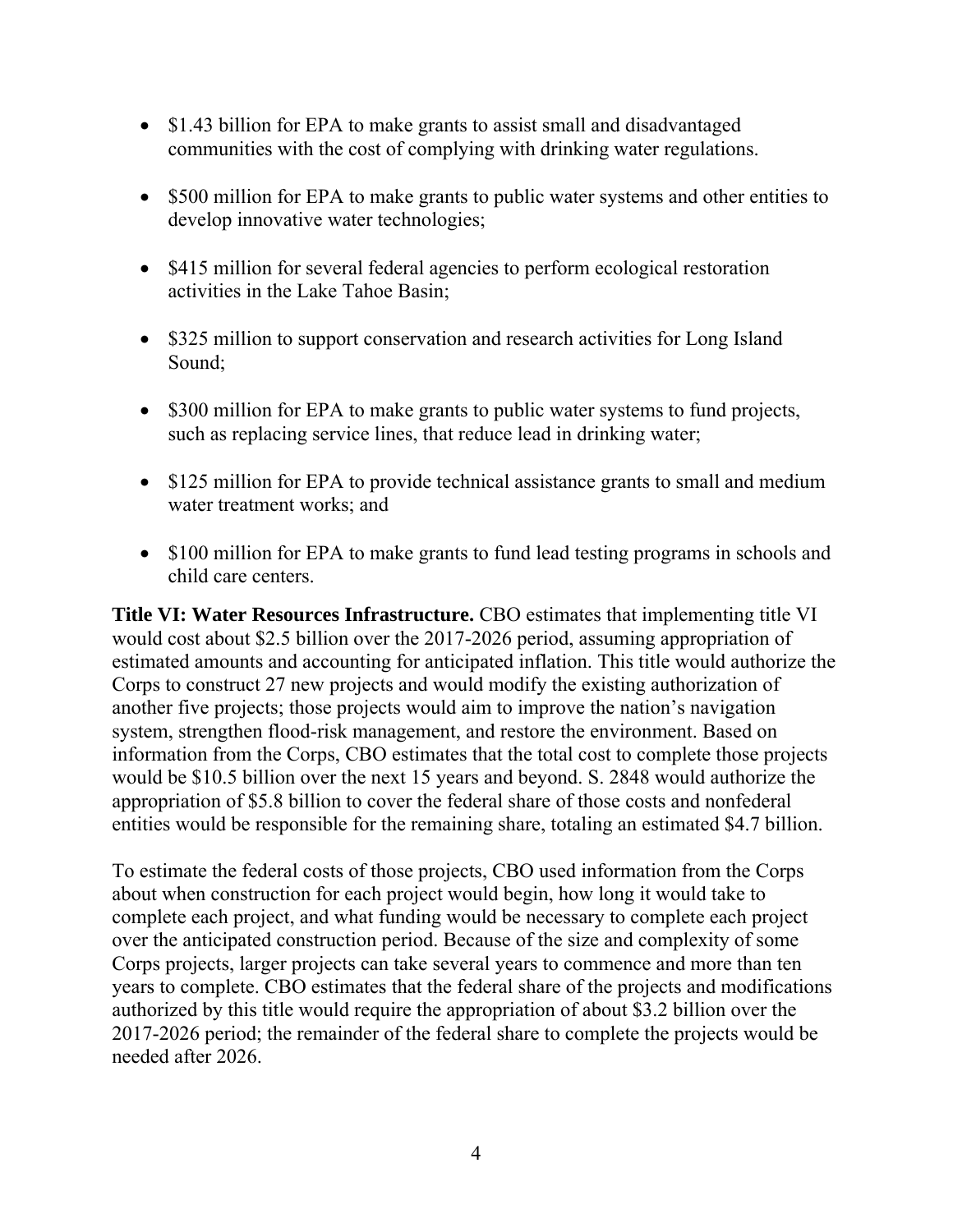- $1.43 billion for EPA to make grants to assist small and disadvantaged communities with the cost of complying with drinking water regulations.

- $500 million for EPA to make grants to public water systems and other entities to develop innovative water technologies;

- $415 million for several federal agencies to perform ecological restoration activities in the Lake Tahoe Basin;

- $325 million to support conservation and research activities for Long Island Sound;

- $300 million for EPA to make grants to public water systems to fund projects, such as replacing service lines, that reduce lead in drinking water;

- $125 million for EPA to provide technical assistance grants to small and medium water treatment works; and

- $100 million for EPA to make grants to fund lead testing programs in schools and child care centers.

**Title VI: Water Resources Infrastructure.** CBO estimates that implementing title VI would cost about $2.5 billion over the 2017-2026 period, assuming appropriation of estimated amounts and accounting for anticipated inflation. This title would authorize the Corps to construct 27 new projects and would modify the existing authorization of another five projects; those projects would aim to improve the nation's navigation system, strengthen flood-risk management, and restore the environment. Based on information from the Corps, CBO estimates that the total cost to complete those projects would be $10.5 billion over the next 15 years and beyond. S. 2848 would authorize the appropriation of $5.8 billion to cover the federal share of those costs and nonfederal entities would be responsible for the remaining share, totaling an estimated $4.7 billion.

To estimate the federal costs of those projects, CBO used information from the Corps about when construction for each project would begin, how long it would take to complete each project, and what funding would be necessary to complete each project over the anticipated construction period. Because of the size and complexity of some Corps projects, larger projects can take several years to commence and more than ten years to complete. CBO estimates that the federal share of the projects and modifications authorized by this title would require the appropriation of about $3.2 billion over the 2017-2026 period; the remainder of the federal share to complete the projects would be needed after 2026.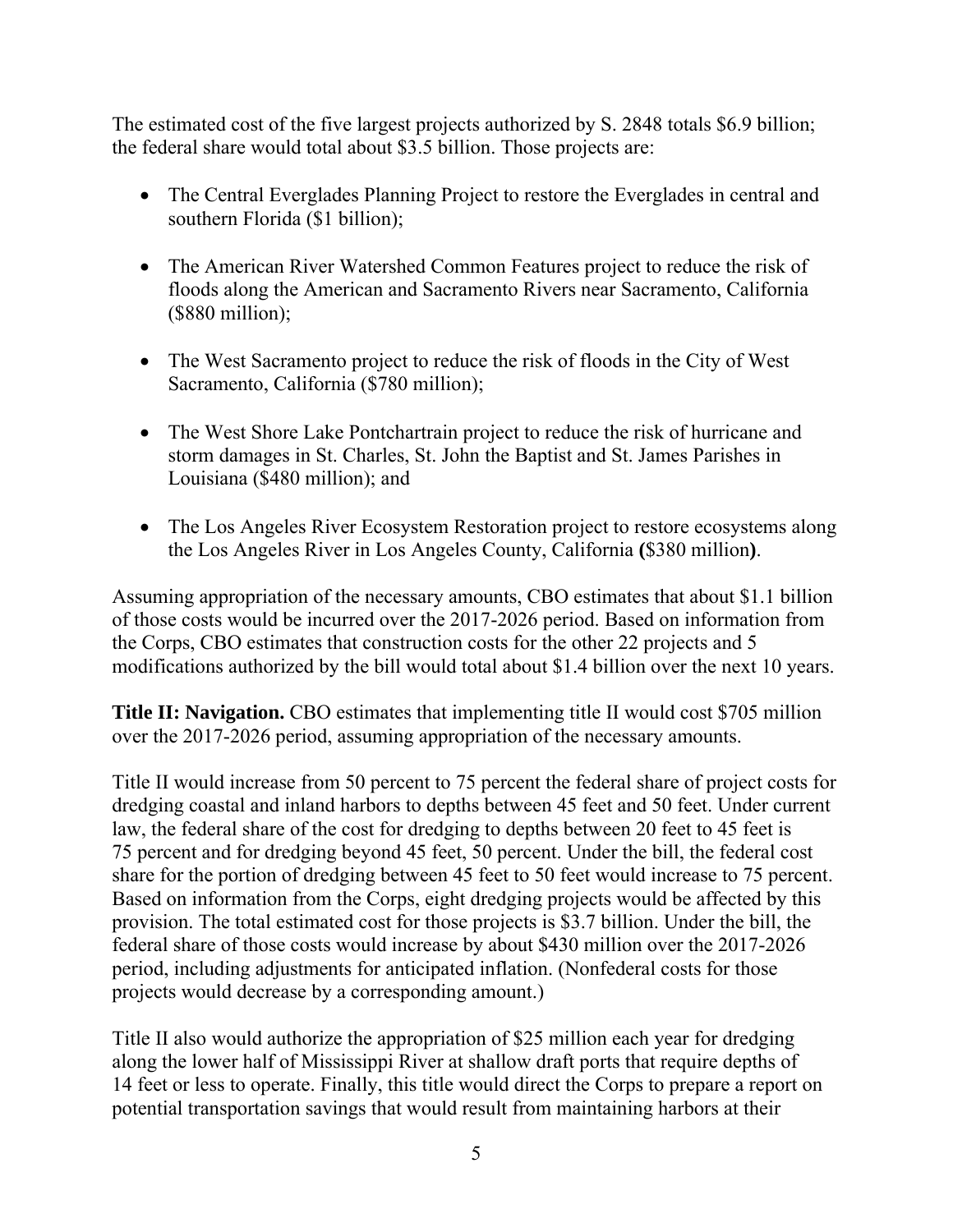The estimated cost of the five largest projects authorized by S. 2848 totals $6.9 billion; the federal share would total about $3.5 billion. Those projects are:

- The Central Everglades Planning Project to restore the Everglades in central and southern Florida ($1 billion);
- The American River Watershed Common Features project to reduce the risk of floods along the American and Sacramento Rivers near Sacramento, California ($880 million);
- The West Sacramento project to reduce the risk of floods in the City of West Sacramento, California ($780 million);
- The West Shore Lake Pontchartrain project to reduce the risk of hurricane and storm damages in St. Charles, St. John the Baptist and St. James Parishes in Louisiana ($480 million); and
- The Los Angeles River Ecosystem Restoration project to restore ecosystems along the Los Angeles River in Los Angeles County, California **(**$380 million**)**.

Assuming appropriation of the necessary amounts, CBO estimates that about $1.1 billion of those costs would be incurred over the 2017-2026 period. Based on information from the Corps, CBO estimates that construction costs for the other 22 projects and 5 modifications authorized by the bill would total about $1.4 billion over the next 10 years.

**Title II: Navigation.** CBO estimates that implementing title II would cost $705 million over the 2017-2026 period, assuming appropriation of the necessary amounts.

Title II would increase from 50 percent to 75 percent the federal share of project costs for dredging coastal and inland harbors to depths between 45 feet and 50 feet. Under current law, the federal share of the cost for dredging to depths between 20 feet to 45 feet is 75 percent and for dredging beyond 45 feet, 50 percent. Under the bill, the federal cost share for the portion of dredging between 45 feet to 50 feet would increase to 75 percent. Based on information from the Corps, eight dredging projects would be affected by this provision. The total estimated cost for those projects is $3.7 billion. Under the bill, the federal share of those costs would increase by about $430 million over the 2017-2026 period, including adjustments for anticipated inflation. (Nonfederal costs for those projects would decrease by a corresponding amount.)

Title II also would authorize the appropriation of $25 million each year for dredging along the lower half of Mississippi River at shallow draft ports that require depths of 14 feet or less to operate. Finally, this title would direct the Corps to prepare a report on potential transportation savings that would result from maintaining harbors at their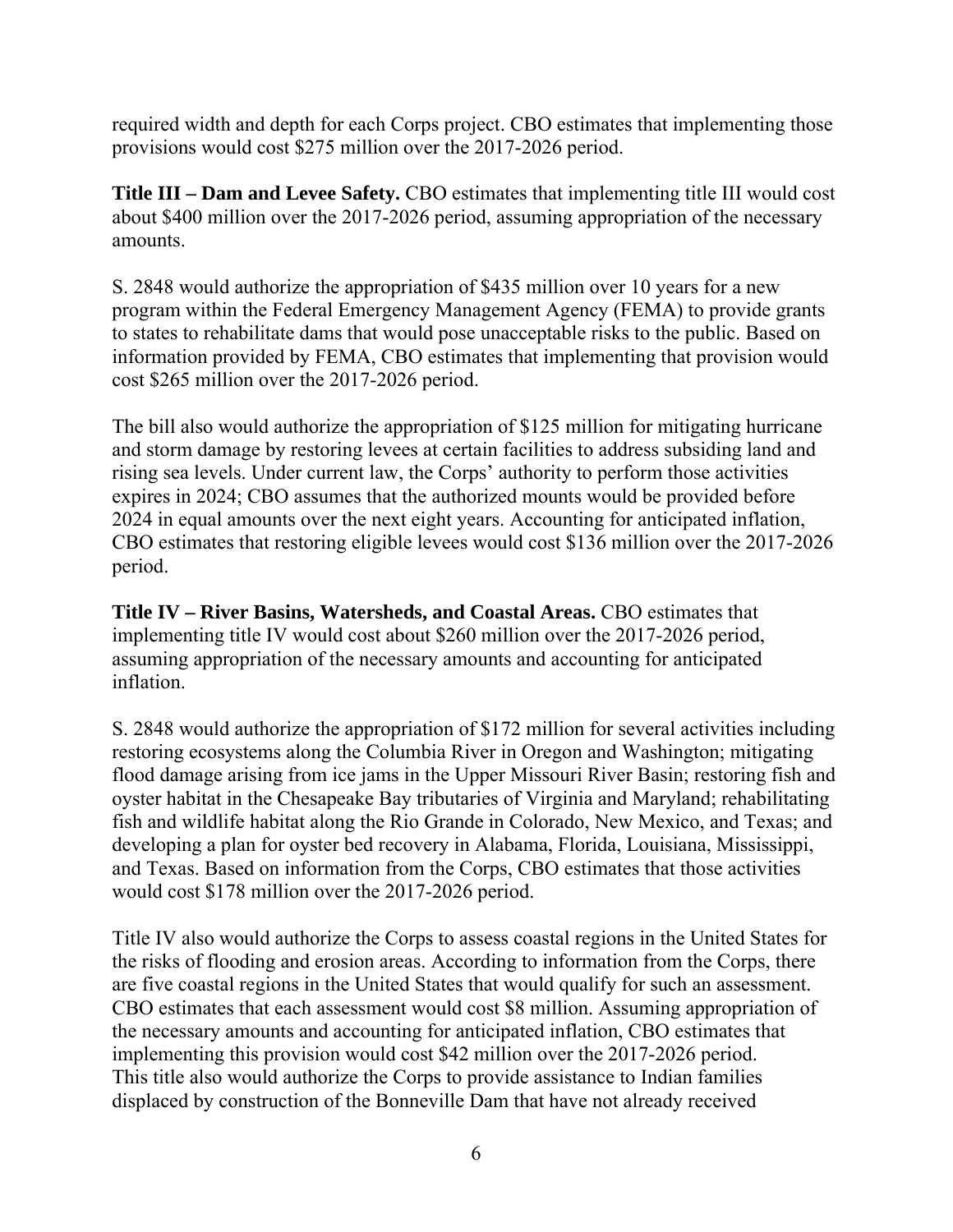required width and depth for each Corps project. CBO estimates that implementing those provisions would cost $275 million over the 2017-2026 period.

**Title III – Dam and Levee Safety.** CBO estimates that implementing title III would cost about $400 million over the 2017-2026 period, assuming appropriation of the necessary amounts.

S. 2848 would authorize the appropriation of $435 million over 10 years for a new program within the Federal Emergency Management Agency (FEMA) to provide grants to states to rehabilitate dams that would pose unacceptable risks to the public. Based on information provided by FEMA, CBO estimates that implementing that provision would cost $265 million over the 2017-2026 period.

The bill also would authorize the appropriation of $125 million for mitigating hurricane and storm damage by restoring levees at certain facilities to address subsiding land and rising sea levels. Under current law, the Corps' authority to perform those activities expires in 2024; CBO assumes that the authorized mounts would be provided before 2024 in equal amounts over the next eight years. Accounting for anticipated inflation, CBO estimates that restoring eligible levees would cost $136 million over the 2017-2026 period.

**Title IV – River Basins, Watersheds, and Coastal Areas.** CBO estimates that implementing title IV would cost about $260 million over the 2017-2026 period, assuming appropriation of the necessary amounts and accounting for anticipated inflation.

S. 2848 would authorize the appropriation of $172 million for several activities including restoring ecosystems along the Columbia River in Oregon and Washington; mitigating flood damage arising from ice jams in the Upper Missouri River Basin; restoring fish and oyster habitat in the Chesapeake Bay tributaries of Virginia and Maryland; rehabilitating fish and wildlife habitat along the Rio Grande in Colorado, New Mexico, and Texas; and developing a plan for oyster bed recovery in Alabama, Florida, Louisiana, Mississippi, and Texas. Based on information from the Corps, CBO estimates that those activities would cost $178 million over the 2017-2026 period.

Title IV also would authorize the Corps to assess coastal regions in the United States for the risks of flooding and erosion areas. According to information from the Corps, there are five coastal regions in the United States that would qualify for such an assessment. CBO estimates that each assessment would cost $8 million. Assuming appropriation of the necessary amounts and accounting for anticipated inflation, CBO estimates that implementing this provision would cost $42 million over the 2017-2026 period. This title also would authorize the Corps to provide assistance to Indian families displaced by construction of the Bonneville Dam that have not already received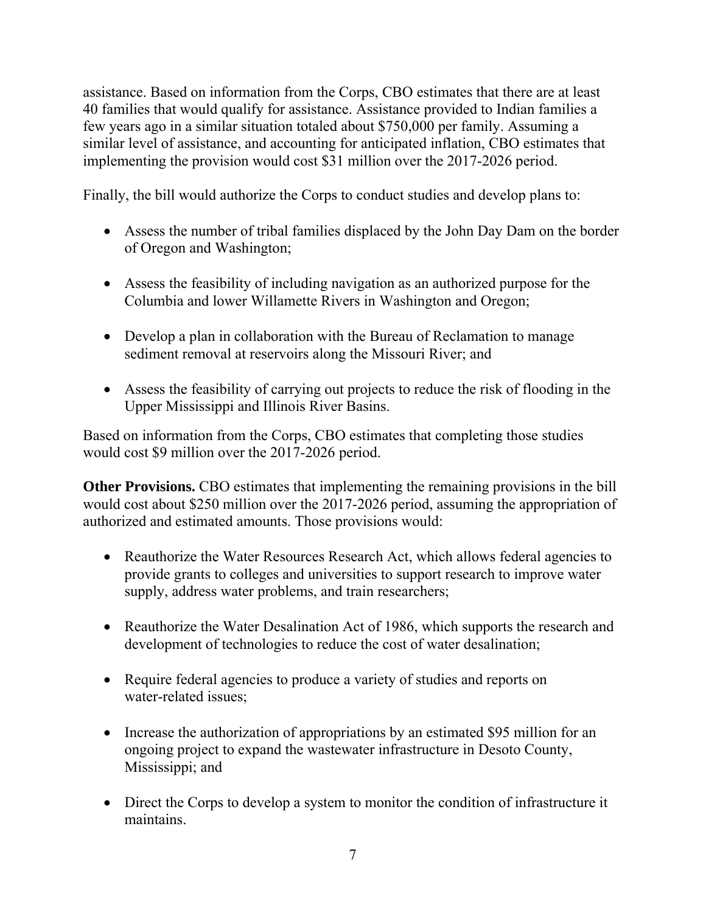assistance. Based on information from the Corps, CBO estimates that there are at least 40 families that would qualify for assistance. Assistance provided to Indian families a few years ago in a similar situation totaled about $750,000 per family. Assuming a similar level of assistance, and accounting for anticipated inflation, CBO estimates that implementing the provision would cost $31 million over the 2017-2026 period.

Finally, the bill would authorize the Corps to conduct studies and develop plans to:

- Assess the number of tribal families displaced by the John Day Dam on the border of Oregon and Washington;
- Assess the feasibility of including navigation as an authorized purpose for the Columbia and lower Willamette Rivers in Washington and Oregon;
- Develop a plan in collaboration with the Bureau of Reclamation to manage sediment removal at reservoirs along the Missouri River; and
- Assess the feasibility of carrying out projects to reduce the risk of flooding in the Upper Mississippi and Illinois River Basins.

Based on information from the Corps, CBO estimates that completing those studies would cost $9 million over the 2017-2026 period.

**Other Provisions.** CBO estimates that implementing the remaining provisions in the bill would cost about $250 million over the 2017-2026 period, assuming the appropriation of authorized and estimated amounts. Those provisions would:

- Reauthorize the Water Resources Research Act, which allows federal agencies to provide grants to colleges and universities to support research to improve water supply, address water problems, and train researchers;
- Reauthorize the Water Desalination Act of 1986, which supports the research and development of technologies to reduce the cost of water desalination;
- Require federal agencies to produce a variety of studies and reports on water-related issues;
- Increase the authorization of appropriations by an estimated $95 million for an ongoing project to expand the wastewater infrastructure in Desoto County, Mississippi; and
- Direct the Corps to develop a system to monitor the condition of infrastructure it maintains.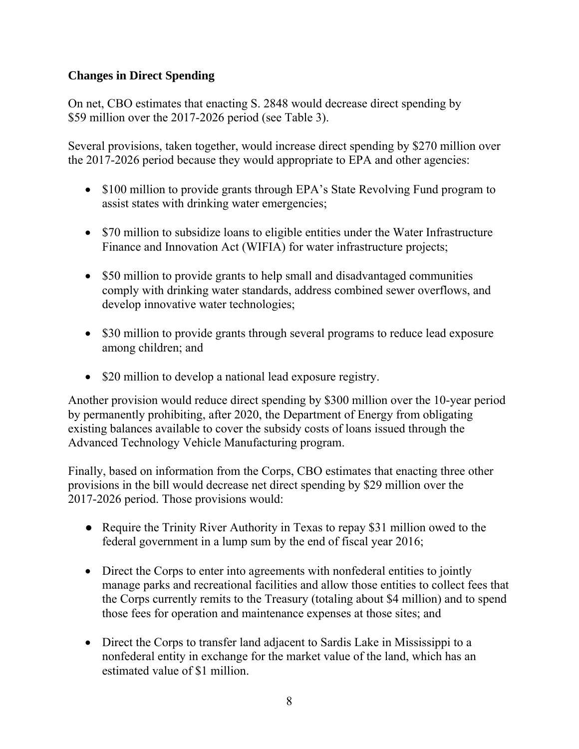**Changes in Direct Spending**

On net, CBO estimates that enacting S. 2848 would decrease direct spending by $59 million over the 2017-2026 period (see Table 3).

Several provisions, taken together, would increase direct spending by $270 million over the 2017-2026 period because they would appropriate to EPA and other agencies:

- $100 million to provide grants through EPA's State Revolving Fund program to assist states with drinking water emergencies;
- $70 million to subsidize loans to eligible entities under the Water Infrastructure Finance and Innovation Act (WIFIA) for water infrastructure projects;
- $50 million to provide grants to help small and disadvantaged communities comply with drinking water standards, address combined sewer overflows, and develop innovative water technologies;
- $30 million to provide grants through several programs to reduce lead exposure among children; and
- $20 million to develop a national lead exposure registry.

Another provision would reduce direct spending by $300 million over the 10-year period by permanently prohibiting, after 2020, the Department of Energy from obligating existing balances available to cover the subsidy costs of loans issued through the Advanced Technology Vehicle Manufacturing program.

Finally, based on information from the Corps, CBO estimates that enacting three other provisions in the bill would decrease net direct spending by $29 million over the 2017-2026 period. Those provisions would:

- Require the Trinity River Authority in Texas to repay $31 million owed to the federal government in a lump sum by the end of fiscal year 2016;
- Direct the Corps to enter into agreements with nonfederal entities to jointly manage parks and recreational facilities and allow those entities to collect fees that the Corps currently remits to the Treasury (totaling about $4 million) and to spend those fees for operation and maintenance expenses at those sites; and
- Direct the Corps to transfer land adjacent to Sardis Lake in Mississippi to a nonfederal entity in exchange for the market value of the land, which has an estimated value of $1 million.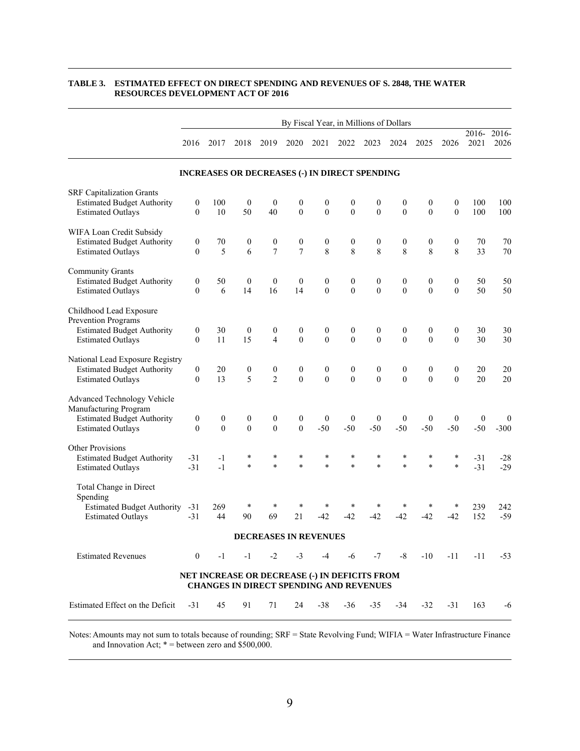**TABLE 3. ESTIMATED EFFECT ON DIRECT SPENDING AND REVENUES OF S. 2848, THE WATER RESOURCES DEVELOPMENT ACT OF 2016**

| | By Fiscal Year, in Millions of Dollars | | | | | | | | | | | | |
|---|---|---|---|---|---|---|---|---|---|---|---|---|---|
| | 2016 | 2017 | 2018 | 2019 | 2020 | 2021 | 2022 | 2023 | 2024 | 2025 | 2026 | 2016-2021 | 2016-2026 |
| **INCREASES OR DECREASES (-) IN DIRECT SPENDING** | | | | | | | | | | | | | |
| SRF Capitalization Grants | | | | | | | | | | | | | |
| Estimated Budget Authority | 0 | 100 | 0 | 0 | 0 | 0 | 0 | 0 | 0 | 0 | 0 | 100 | 100 |
| Estimated Outlays | 0 | 10 | 50 | 40 | 0 | 0 | 0 | 0 | 0 | 0 | 0 | 100 | 100 |
| WIFA Loan Credit Subsidy | | | | | | | | | | | | | |
| Estimated Budget Authority | 0 | 70 | 0 | 0 | 0 | 0 | 0 | 0 | 0 | 0 | 0 | 70 | 70 |
| Estimated Outlays | 0 | 5 | 6 | 7 | 7 | 8 | 8 | 8 | 8 | 8 | 8 | 33 | 70 |
| Community Grants | | | | | | | | | | | | | |
| Estimated Budget Authority | 0 | 50 | 0 | 0 | 0 | 0 | 0 | 0 | 0 | 0 | 0 | 50 | 50 |
| Estimated Outlays | 0 | 6 | 14 | 16 | 14 | 0 | 0 | 0 | 0 | 0 | 0 | 50 | 50 |
| Childhood Lead Exposure Prevention Programs | | | | | | | | | | | | | |
| Estimated Budget Authority | 0 | 30 | 0 | 0 | 0 | 0 | 0 | 0 | 0 | 0 | 0 | 30 | 30 |
| Estimated Outlays | 0 | 11 | 15 | 4 | 0 | 0 | 0 | 0 | 0 | 0 | 0 | 30 | 30 |
| National Lead Exposure Registry | | | | | | | | | | | | | |
| Estimated Budget Authority | 0 | 20 | 0 | 0 | 0 | 0 | 0 | 0 | 0 | 0 | 0 | 20 | 20 |
| Estimated Outlays | 0 | 13 | 5 | 2 | 0 | 0 | 0 | 0 | 0 | 0 | 0 | 20 | 20 |
| Advanced Technology Vehicle Manufacturing Program | | | | | | | | | | | | | |
| Estimated Budget Authority | 0 | 0 | 0 | 0 | 0 | 0 | 0 | 0 | 0 | 0 | 0 | 0 | 0 |
| Estimated Outlays | 0 | 0 | 0 | 0 | 0 | -50 | -50 | -50 | -50 | -50 | -50 | -50 | -300 |
| Other Provisions | | | | | | | | | | | | | |
| Estimated Budget Authority | -31 | -1 | * | * | * | * | * | * | * | * | * | -31 | -28 |
| Estimated Outlays | -31 | -1 | * | * | * | * | * | * | * | * | * | -31 | -29 |
| Total Change in Direct Spending | | | | | | | | | | | | | |
| Estimated Budget Authority | -31 | 269 | * | * | * | * | * | * | * | * | * | 239 | 242 |
| Estimated Outlays | -31 | 44 | 90 | 69 | 21 | -42 | -42 | -42 | -42 | -42 | -42 | 152 | -59 |
| **DECREASES IN REVENUES** | | | | | | | | | | | | | |
| Estimated Revenues | 0 | -1 | -1 | -2 | -3 | -4 | -6 | -7 | -8 | -10 | -11 | -11 | -53 |
| **NET INCREASE OR DECREASE (-) IN DEFICITS FROM CHANGES IN DIRECT SPENDING AND REVENUES** | | | | | | | | | | | | | |
| Estimated Effect on the Deficit | -31 | 45 | 91 | 71 | 24 | -38 | -36 | -35 | -34 | -32 | -31 | 163 | -6 |

Notes: Amounts may not sum to totals because of rounding; SRF = State Revolving Fund; WIFIA = Water Infrastructure Finance and Innovation Act; * = between zero and $500,000.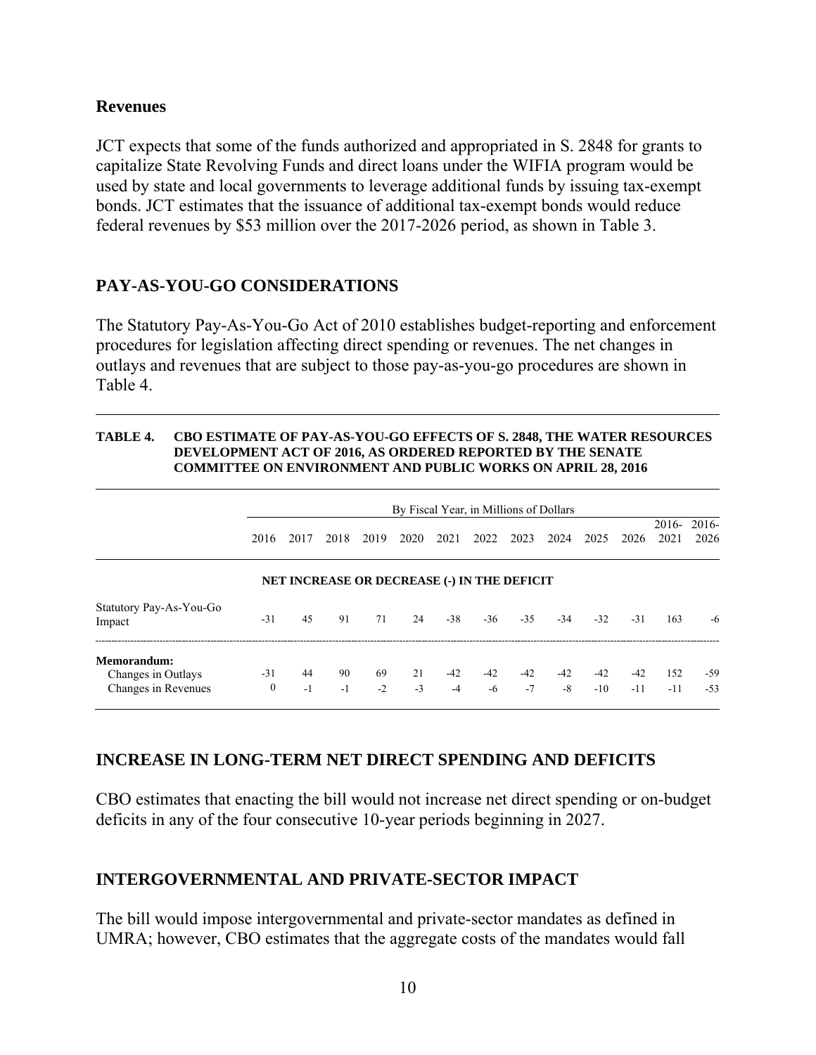## Revenues

JCT expects that some of the funds authorized and appropriated in S. 2848 for grants to capitalize State Revolving Funds and direct loans under the WIFIA program would be used by state and local governments to leverage additional funds by issuing tax-exempt bonds. JCT estimates that the issuance of additional tax-exempt bonds would reduce federal revenues by $53 million over the 2017-2026 period, as shown in Table 3.

## PAY-AS-YOU-GO CONSIDERATIONS

The Statutory Pay-As-You-Go Act of 2010 establishes budget-reporting and enforcement procedures for legislation affecting direct spending or revenues. The net changes in outlays and revenues that are subject to those pay-as-you-go procedures are shown in Table 4.

**TABLE 4. CBO ESTIMATE OF PAY-AS-YOU-GO EFFECTS OF S. 2848, THE WATER RESOURCES DEVELOPMENT ACT OF 2016, AS ORDERED REPORTED BY THE SENATE COMMITTEE ON ENVIRONMENT AND PUBLIC WORKS ON APRIL 28, 2016**

| | By Fiscal Year, in Millions of Dollars | | | | | | | | | | | | |
|---|---|---|---|---|---|---|---|---|---|---|---|---|---|
| | 2016 | 2017 | 2018 | 2019 | 2020 | 2021 | 2022 | 2023 | 2024 | 2025 | 2026 | 2016-2021 | 2016-2026 |
| | **NET INCREASE OR DECREASE (-) IN THE DEFICIT** | | | | | | | | | | | | |
| Statutory Pay-As-You-Go Impact | -31 | 45 | 91 | 71 | 24 | -38 | -36 | -35 | -34 | -32 | -31 | 163 | -6 |
| **Memorandum:** | | | | | | | | | | | | | |
| Changes in Outlays | -31 | 44 | 90 | 69 | 21 | -42 | -42 | -42 | -42 | -42 | -42 | 152 | -59 |
| Changes in Revenues | 0 | -1 | -1 | -2 | -3 | -4 | -6 | -7 | -8 | -10 | -11 | -11 | -53 |

## INCREASE IN LONG-TERM NET DIRECT SPENDING AND DEFICITS

CBO estimates that enacting the bill would not increase net direct spending or on-budget deficits in any of the four consecutive 10-year periods beginning in 2027.

## INTERGOVERNMENTAL AND PRIVATE-SECTOR IMPACT

The bill would impose intergovernmental and private-sector mandates as defined in UMRA; however, CBO estimates that the aggregate costs of the mandates would fall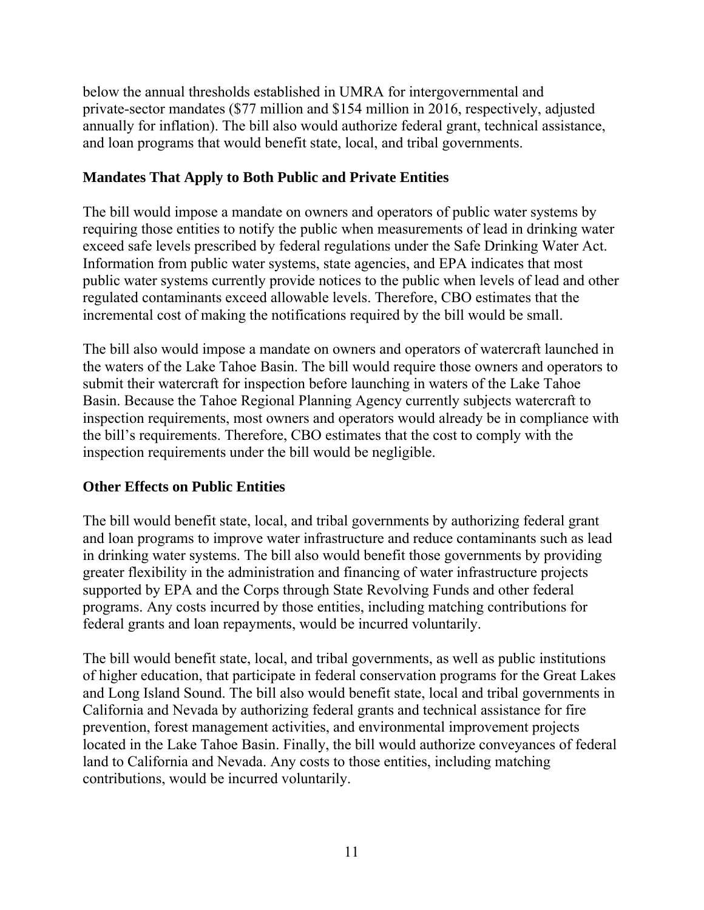below the annual thresholds established in UMRA for intergovernmental and private-sector mandates ($77 million and $154 million in 2016, respectively, adjusted annually for inflation). The bill also would authorize federal grant, technical assistance, and loan programs that would benefit state, local, and tribal governments.

### Mandates That Apply to Both Public and Private Entities

The bill would impose a mandate on owners and operators of public water systems by requiring those entities to notify the public when measurements of lead in drinking water exceed safe levels prescribed by federal regulations under the Safe Drinking Water Act. Information from public water systems, state agencies, and EPA indicates that most public water systems currently provide notices to the public when levels of lead and other regulated contaminants exceed allowable levels. Therefore, CBO estimates that the incremental cost of making the notifications required by the bill would be small.

The bill also would impose a mandate on owners and operators of watercraft launched in the waters of the Lake Tahoe Basin. The bill would require those owners and operators to submit their watercraft for inspection before launching in waters of the Lake Tahoe Basin. Because the Tahoe Regional Planning Agency currently subjects watercraft to inspection requirements, most owners and operators would already be in compliance with the bill's requirements. Therefore, CBO estimates that the cost to comply with the inspection requirements under the bill would be negligible.

### Other Effects on Public Entities

The bill would benefit state, local, and tribal governments by authorizing federal grant and loan programs to improve water infrastructure and reduce contaminants such as lead in drinking water systems. The bill also would benefit those governments by providing greater flexibility in the administration and financing of water infrastructure projects supported by EPA and the Corps through State Revolving Funds and other federal programs. Any costs incurred by those entities, including matching contributions for federal grants and loan repayments, would be incurred voluntarily.

The bill would benefit state, local, and tribal governments, as well as public institutions of higher education, that participate in federal conservation programs for the Great Lakes and Long Island Sound. The bill also would benefit state, local and tribal governments in California and Nevada by authorizing federal grants and technical assistance for fire prevention, forest management activities, and environmental improvement projects located in the Lake Tahoe Basin. Finally, the bill would authorize conveyances of federal land to California and Nevada. Any costs to those entities, including matching contributions, would be incurred voluntarily.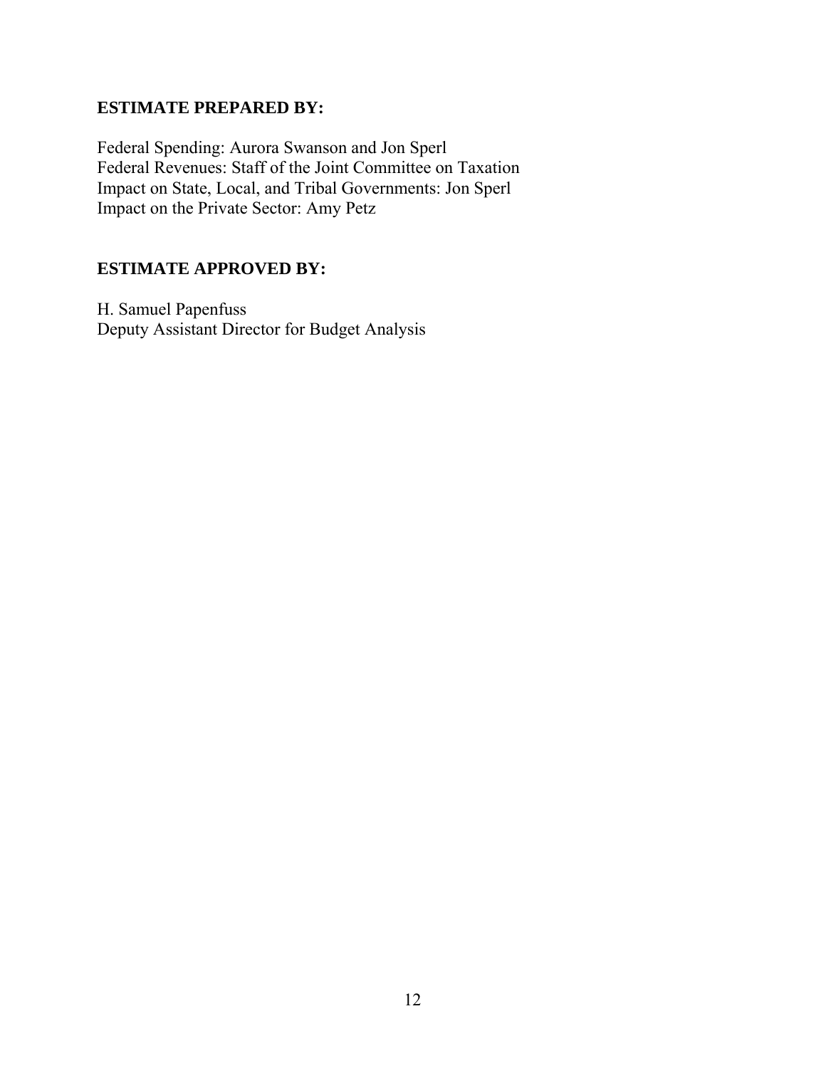**ESTIMATE PREPARED BY:**

Federal Spending: Aurora Swanson and Jon Sperl
Federal Revenues: Staff of the Joint Committee on Taxation
Impact on State, Local, and Tribal Governments: Jon Sperl
Impact on the Private Sector: Amy Petz

**ESTIMATE APPROVED BY:**

H. Samuel Papenfuss
Deputy Assistant Director for Budget Analysis